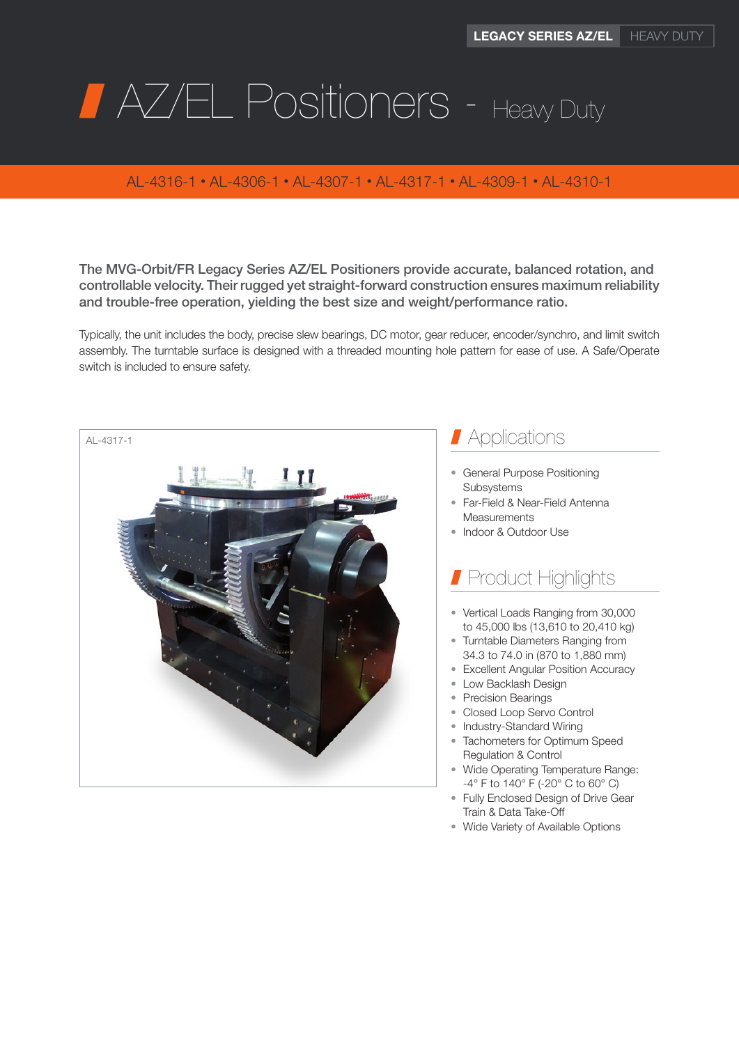LEGACY SERIES AZ/EL | HEAVY DUTY

# AZ/EL Positioners - Heavy Duty

AL-4316-1 • AL-4306-1 • AL-4307-1 • AL-4317-1 • AL-4309-1 • AL-4310-1

**The MVG-Orbit/FR Legacy Series AZ/EL Positioners provide accurate, balanced rotation, and controllable velocity. Their rugged yet straight-forward construction ensures maximum reliability and trouble-free operation, yielding the best size and weight/performance ratio.**

Typically, the unit includes the body, precise slew bearings, DC motor, gear reducer, encoder/synchro, and limit switch assembly. The turntable surface is designed with a threaded mounting hole pattern for ease of use. A Safe/Operate switch is included to ensure safety.

AL-4317-1

## Applications

- General Purpose Positioning Subsystems
- Far-Field & Near-Field Antenna Measurements
- Indoor & Outdoor Use

## Product Highlights

- Vertical Loads Ranging from 30,000 to 45,000 lbs (13,610 to 20,410 kg)
- Turntable Diameters Ranging from 34.3 to 74.0 in (870 to 1,880 mm)
- Excellent Angular Position Accuracy
- Low Backlash Design
- Precision Bearings
- Closed Loop Servo Control
- Industry-Standard Wiring
- Tachometers for Optimum Speed Regulation & Control
- Wide Operating Temperature Range: -4° F to 140° F (-20° C to 60° C)
- Fully Enclosed Design of Drive Gear Train & Data Take-Off
- Wide Variety of Available Options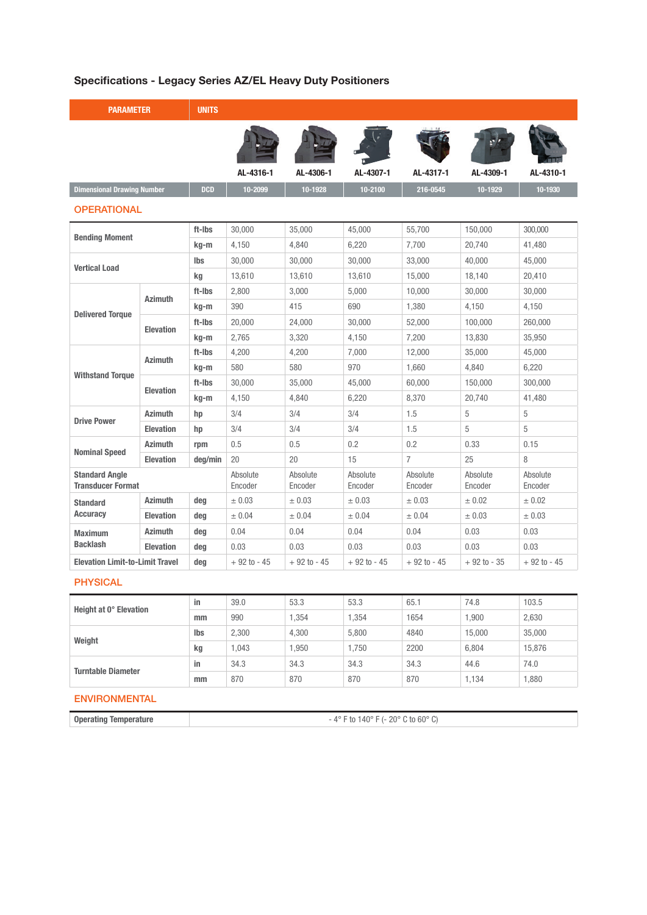## Specifications - Legacy Series AZ/EL Heavy Duty Positioners

| PARAMETER | | UNITS | AL-4316-1 | AL-4306-1 | AL-4307-1 | AL-4317-1 | AL-4309-1 | AL-4310-1 |
|---|---|---|---|---|---|---|---|---|
| Dimensional Drawing Number | | DCD | 10-2099 | 10-1928 | 10-2100 | 216-0545 | 10-1929 | 10-1930 |

### OPERATIONAL

| Parameter | | Units | AL-4316-1 | AL-4306-1 | AL-4307-1 | AL-4317-1 | AL-4309-1 | AL-4310-1 |
|---|---|---|---|---|---|---|---|---|
| Bending Moment | | ft-lbs | 30,000 | 35,000 | 45,000 | 55,700 | 150,000 | 300,000 |
| | | kg-m | 4,150 | 4,840 | 6,220 | 7,700 | 20,740 | 41,480 |
| Vertical Load | | lbs | 30,000 | 30,000 | 30,000 | 33,000 | 40,000 | 45,000 |
| | | kg | 13,610 | 13,610 | 13,610 | 15,000 | 18,140 | 20,410 |
| Delivered Torque | Azimuth | ft-lbs | 2,800 | 3,000 | 5,000 | 10,000 | 30,000 | 30,000 |
| | | kg-m | 390 | 415 | 690 | 1,380 | 4,150 | 4,150 |
| | Elevation | ft-lbs | 20,000 | 24,000 | 30,000 | 52,000 | 100,000 | 260,000 |
| | | kg-m | 2,765 | 3,320 | 4,150 | 7,200 | 13,830 | 35,950 |
| Withstand Torque | Azimuth | ft-lbs | 4,200 | 4,200 | 7,000 | 12,000 | 35,000 | 45,000 |
| | | kg-m | 580 | 580 | 970 | 1,660 | 4,840 | 6,220 |
| | Elevation | ft-lbs | 30,000 | 35,000 | 45,000 | 60,000 | 150,000 | 300,000 |
| | | kg-m | 4,150 | 4,840 | 6,220 | 8,370 | 20,740 | 41,480 |
| Drive Power | Azimuth | hp | 3/4 | 3/4 | 3/4 | 1.5 | 5 | 5 |
| | Elevation | hp | 3/4 | 3/4 | 3/4 | 1.5 | 5 | 5 |
| Nominal Speed | Azimuth | rpm | 0.5 | 0.5 | 0.2 | 0.2 | 0.33 | 0.15 |
| | Elevation | deg/min | 20 | 20 | 15 | 7 | 25 | 8 |
| Standard Angle Transducer Format | | | Absolute Encoder | Absolute Encoder | Absolute Encoder | Absolute Encoder | Absolute Encoder | Absolute Encoder |
| Standard Accuracy | Azimuth | deg | ± 0.03 | ± 0.03 | ± 0.03 | ± 0.03 | ± 0.02 | ± 0.02 |
| | Elevation | deg | ± 0.04 | ± 0.04 | ± 0.04 | ± 0.04 | ± 0.03 | ± 0.03 |
| Maximum Backlash | Azimuth | deg | 0.04 | 0.04 | 0.04 | 0.04 | 0.03 | 0.03 |
| | Elevation | deg | 0.03 | 0.03 | 0.03 | 0.03 | 0.03 | 0.03 |
| Elevation Limit-to-Limit Travel | | deg | + 92 to - 45 | + 92 to - 45 | + 92 to - 45 | + 92 to - 45 | + 92 to - 35 | + 92 to - 45 |

### PHYSICAL

| Parameter | Units | AL-4316-1 | AL-4306-1 | AL-4307-1 | AL-4317-1 | AL-4309-1 | AL-4310-1 |
|---|---|---|---|---|---|---|---|
| Height at 0° Elevation | in | 39.0 | 53.3 | 53.3 | 65.1 | 74.8 | 103.5 |
| | mm | 990 | 1,354 | 1,354 | 1654 | 1,900 | 2,630 |
| Weight | lbs | 2,300 | 4,300 | 5,800 | 4840 | 15,000 | 35,000 |
| | kg | 1,043 | 1,950 | 1,750 | 2200 | 6,804 | 15,876 |
| Turntable Diameter | in | 34.3 | 34.3 | 34.3 | 34.3 | 44.6 | 74.0 |
| | mm | 870 | 870 | 870 | 870 | 1,134 | 1,880 |

### ENVIRONMENTAL

| Parameter | Value |
|---|---|
| Operating Temperature | - 4° F to 140° F (- 20° C to 60° C) |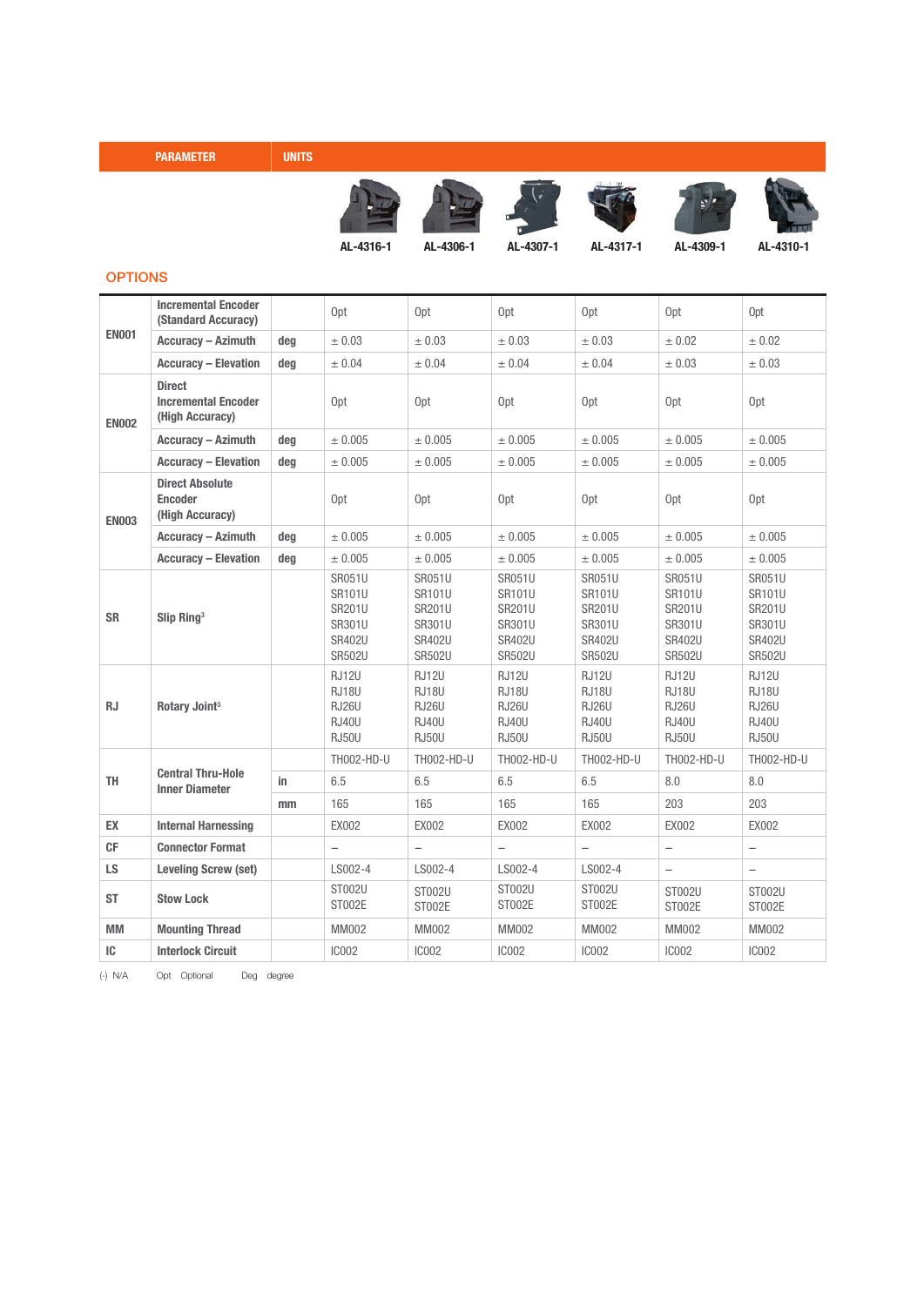| PARAMETER | | UNITS | AL-4316-1 | AL-4306-1 | AL-4307-1 | AL-4317-1 | AL-4309-1 | AL-4310-1 |
|---|---|---|---|---|---|---|---|---|

## OPTIONS

| | | | AL-4316-1 | AL-4306-1 | AL-4307-1 | AL-4317-1 | AL-4309-1 | AL-4310-1 |
|---|---|---|---|---|---|---|---|---|
| **EN001** | **Incremental Encoder (Standard Accuracy)** | | Opt | Opt | Opt | Opt | Opt | Opt |
| | **Accuracy – Azimuth** | **deg** | ± 0.03 | ± 0.03 | ± 0.03 | ± 0.03 | ± 0.02 | ± 0.02 |
| | **Accuracy – Elevation** | **deg** | ± 0.04 | ± 0.04 | ± 0.04 | ± 0.04 | ± 0.03 | ± 0.03 |
| **EN002** | **Direct Incremental Encoder (High Accuracy)** | | Opt | Opt | Opt | Opt | Opt | Opt |
| | **Accuracy – Azimuth** | **deg** | ± 0.005 | ± 0.005 | ± 0.005 | ± 0.005 | ± 0.005 | ± 0.005 |
| | **Accuracy – Elevation** | **deg** | ± 0.005 | ± 0.005 | ± 0.005 | ± 0.005 | ± 0.005 | ± 0.005 |
| **EN003** | **Direct Absolute Encoder (High Accuracy)** | | Opt | Opt | Opt | Opt | Opt | Opt |
| | **Accuracy – Azimuth** | **deg** | ± 0.005 | ± 0.005 | ± 0.005 | ± 0.005 | ± 0.005 | ± 0.005 |
| | **Accuracy – Elevation** | **deg** | ± 0.005 | ± 0.005 | ± 0.005 | ± 0.005 | ± 0.005 | ± 0.005 |
| **SR** | **Slip Ring**[3] | | SR051U SR101U SR201U SR301U SR402U SR502U | SR051U SR101U SR201U SR301U SR402U SR502U | SR051U SR101U SR201U SR301U SR402U SR502U | SR051U SR101U SR201U SR301U SR402U SR502U | SR051U SR101U SR201U SR301U SR402U SR502U | SR051U SR101U SR201U SR301U SR402U SR502U |
| **RJ** | **Rotary Joint**[3] | | RJ12U RJ18U RJ26U RJ40U RJ50U | RJ12U RJ18U RJ26U RJ40U RJ50U | RJ12U RJ18U RJ26U RJ40U RJ50U | RJ12U RJ18U RJ26U RJ40U RJ50U | RJ12U RJ18U RJ26U RJ40U RJ50U | RJ12U RJ18U RJ26U RJ40U RJ50U |
| **TH** | **Central Thru-Hole Inner Diameter** | | TH002-HD-U | TH002-HD-U | TH002-HD-U | TH002-HD-U | TH002-HD-U | TH002-HD-U |
| | | **in** | 6.5 | 6.5 | 6.5 | 6.5 | 8.0 | 8.0 |
| | | **mm** | 165 | 165 | 165 | 165 | 203 | 203 |
| **EX** | **Internal Harnessing** | | EX002 | EX002 | EX002 | EX002 | EX002 | EX002 |
| **CF** | **Connector Format** | | – | – | – | – | – | – |
| **LS** | **Leveling Screw (set)** | | LS002-4 | LS002-4 | LS002-4 | LS002-4 | – | – |
| **ST** | **Stow Lock** | | ST002U ST002E | ST002U ST002E | ST002U ST002E | ST002U ST002E | ST002U ST002E | ST002U ST002E |
| **MM** | **Mounting Thread** | | MM002 | MM002 | MM002 | MM002 | MM002 | MM002 |
| **IC** | **Interlock Circuit** | | IC002 | IC002 | IC002 | IC002 | IC002 | IC002 |

(-) N/A Opt Optional Deg degree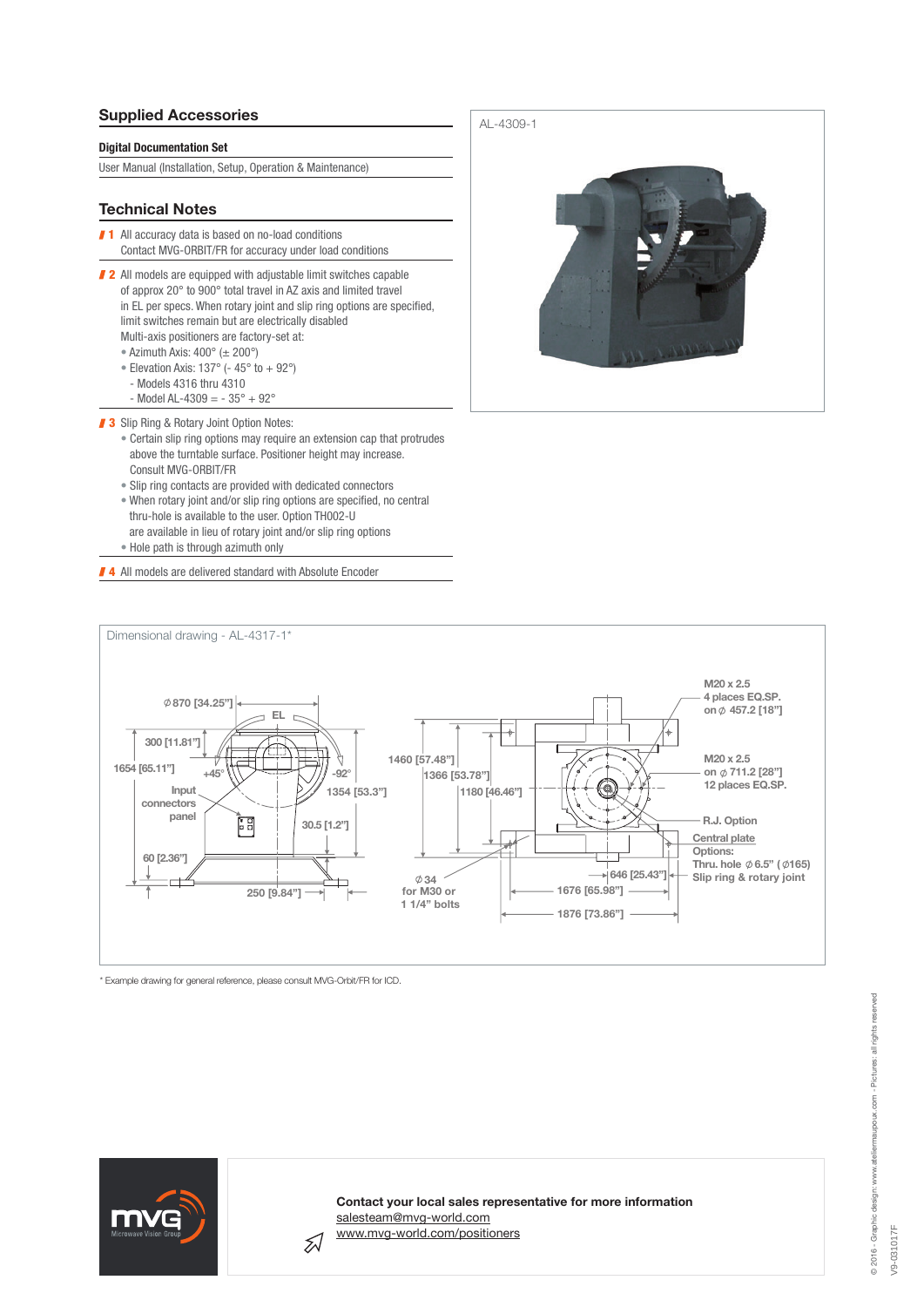## Supplied Accessories

**Digital Documentation Set**

User Manual (Installation, Setup, Operation & Maintenance)

## Technical Notes

**1** All accuracy data is based on no-load conditions
Contact MVG-ORBIT/FR for accuracy under load conditions

**2** All models are equipped with adjustable limit switches capable of approx 20° to 900° total travel in AZ axis and limited travel in EL per specs. When rotary joint and slip ring options are specified, limit switches remain but are electrically disabled
Multi-axis positioners are factory-set at:
- Azimuth Axis: 400° (± 200°)
- Elevation Axis: 137° (- 45° to + 92°)
  - Models 4316 thru 4310
  - Model AL-4309 = - 35° + 92°

**3** Slip Ring & Rotary Joint Option Notes:
- Certain slip ring options may require an extension cap that protrudes above the turntable surface. Positioner height may increase. Consult MVG-ORBIT/FR
- Slip ring contacts are provided with dedicated connectors
- When rotary joint and/or slip ring options are specified, no central thru-hole is available to the user. Option TH002-U are available in lieu of rotary joint and/or slip ring options
- Hole path is through azimuth only

**4** All models are delivered standard with Absolute Encoder

AL-4309-1

Dimensional drawing - AL-4317-1*

⌀870 [34.25"]
EL
300 [11.81"]
1654 [65.11"]
+45°
-92°
1354 [53.3"]
Input connectors panel
30.5 [1.2"]
60 [2.36"]
250 [9.84"]
1460 [57.48"]
1366 [53.78"]
1180 [46.46"]
⌀34 for M30 or 1 1/4" bolts
646 [25.43"]
1676 [65.98"]
1876 [73.86"]
M20 x 2.5 4 places EQ.SP. on ⌀ 457.2 [18"]
M20 x 2.5 on ⌀ 711.2 [28"] 12 places EQ.SP.
R.J. Option
Central plate
Options:
Thru. hole ⌀ 6.5" (⌀165)
Slip ring & rotary joint

* Example drawing for general reference, please consult MVG-Orbit/FR for ICD.

MVG Microwave Vision Group

**Contact your local sales representative for more information**
salesteam@mvg-world.com
www.mvg-world.com/positioners

© 2016 - Graphic design: www.atelierraupoux.com - Pictures: all rights reserved
V9-031017F